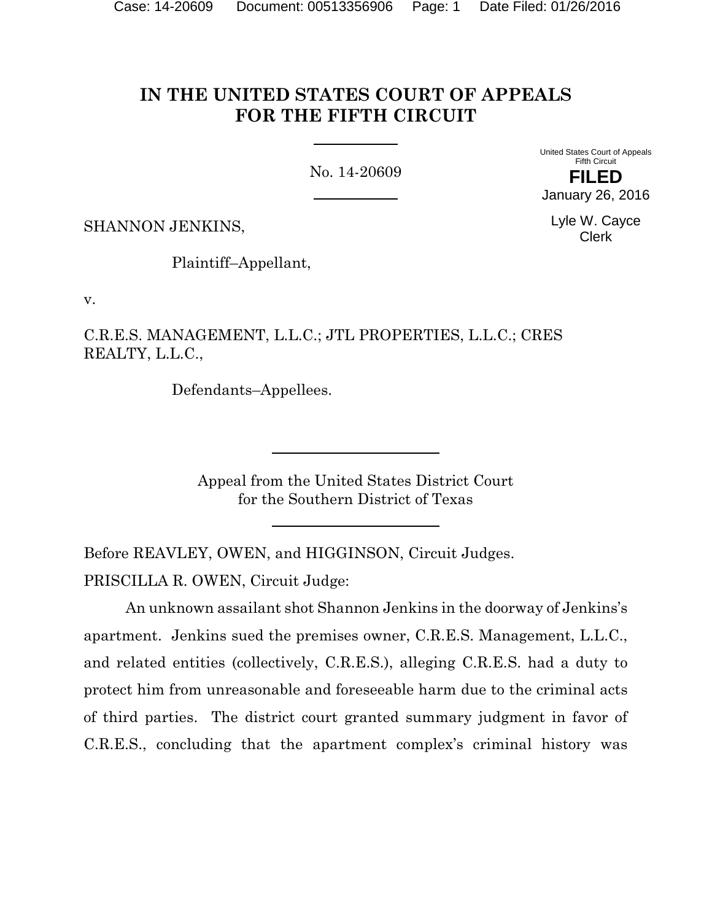# IN THE UNITED STATES COURT OF APPEALS FOR THE FIFTH CIRCUIT

No. 14-20609

United States Court of Appeals
Fifth Circuit

**FILED**

January 26, 2016

Lyle W. Cayce
Clerk

SHANNON JENKINS,

Plaintiff–Appellant,

v.

C.R.E.S. MANAGEMENT, L.L.C.; JTL PROPERTIES, L.L.C.; CRES REALTY, L.L.C.,

Defendants–Appellees.

Appeal from the United States District Court
for the Southern District of Texas

Before REAVLEY, OWEN, and HIGGINSON, Circuit Judges.

PRISCILLA R. OWEN, Circuit Judge:

An unknown assailant shot Shannon Jenkins in the doorway of Jenkins's apartment. Jenkins sued the premises owner, C.R.E.S. Management, L.L.C., and related entities (collectively, C.R.E.S.), alleging C.R.E.S. had a duty to protect him from unreasonable and foreseeable harm due to the criminal acts of third parties. The district court granted summary judgment in favor of C.R.E.S., concluding that the apartment complex's criminal history was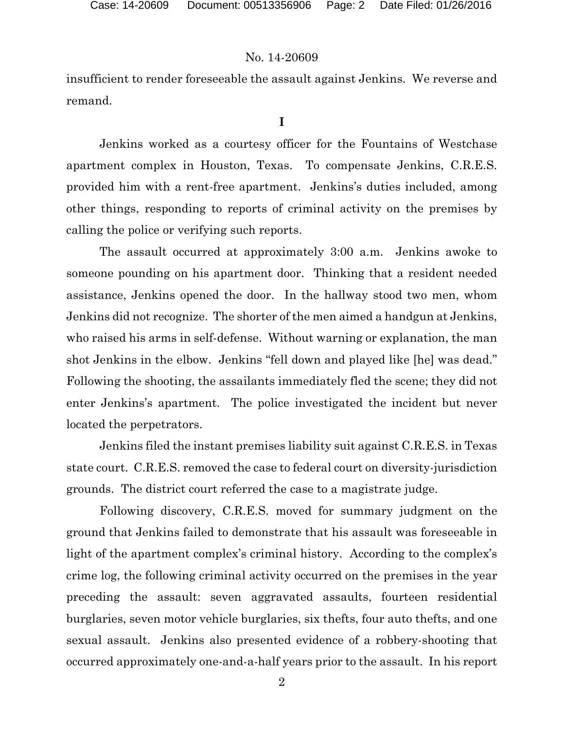insufficient to render foreseeable the assault against Jenkins. We reverse and remand.

## I

Jenkins worked as a courtesy officer for the Fountains of Westchase apartment complex in Houston, Texas. To compensate Jenkins, C.R.E.S. provided him with a rent-free apartment. Jenkins's duties included, among other things, responding to reports of criminal activity on the premises by calling the police or verifying such reports.

The assault occurred at approximately 3:00 a.m. Jenkins awoke to someone pounding on his apartment door. Thinking that a resident needed assistance, Jenkins opened the door. In the hallway stood two men, whom Jenkins did not recognize. The shorter of the men aimed a handgun at Jenkins, who raised his arms in self-defense. Without warning or explanation, the man shot Jenkins in the elbow. Jenkins "fell down and played like [he] was dead." Following the shooting, the assailants immediately fled the scene; they did not enter Jenkins's apartment. The police investigated the incident but never located the perpetrators.

Jenkins filed the instant premises liability suit against C.R.E.S. in Texas state court. C.R.E.S. removed the case to federal court on diversity-jurisdiction grounds. The district court referred the case to a magistrate judge.

Following discovery, C.R.E.S. moved for summary judgment on the ground that Jenkins failed to demonstrate that his assault was foreseeable in light of the apartment complex's criminal history. According to the complex's crime log, the following criminal activity occurred on the premises in the year preceding the assault: seven aggravated assaults, fourteen residential burglaries, seven motor vehicle burglaries, six thefts, four auto thefts, and one sexual assault. Jenkins also presented evidence of a robbery-shooting that occurred approximately one-and-a-half years prior to the assault. In his report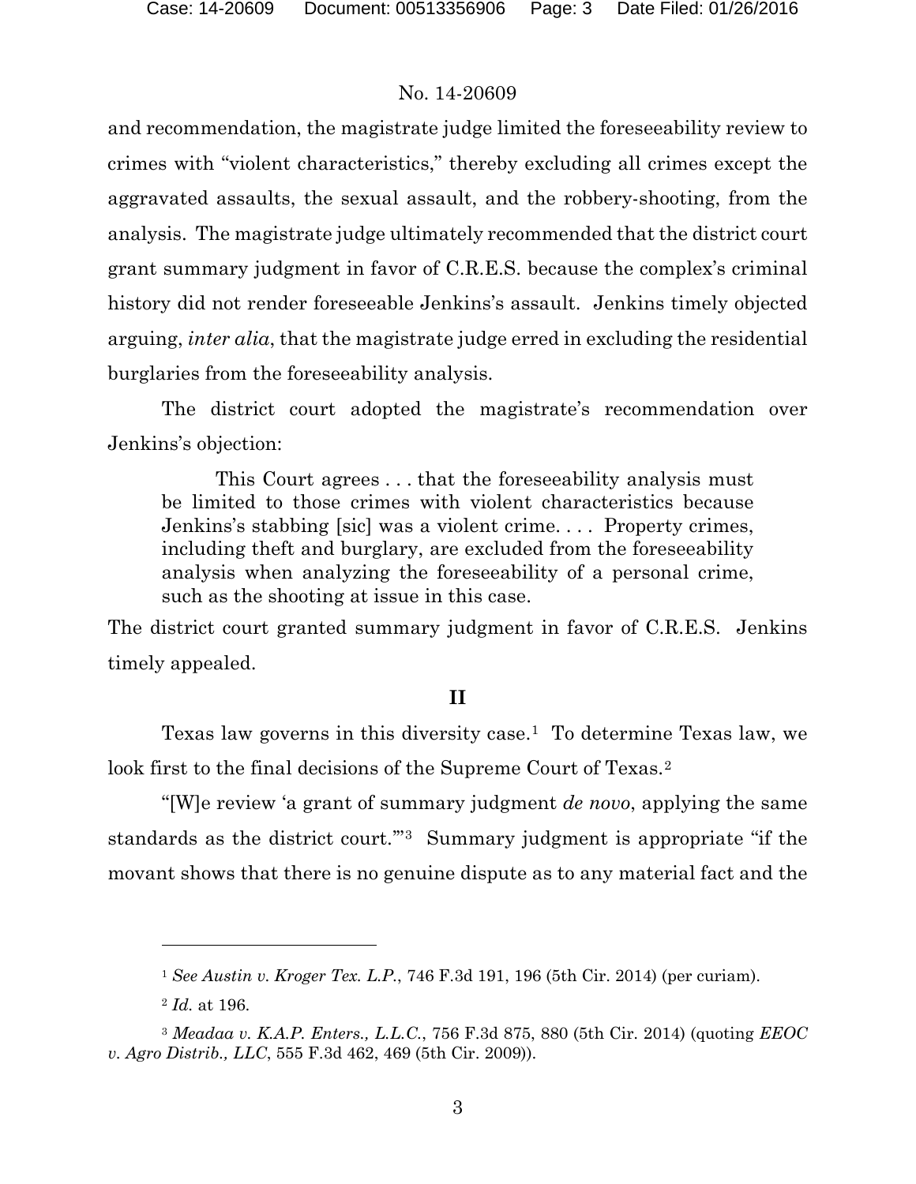and recommendation, the magistrate judge limited the foreseeability review to crimes with "violent characteristics," thereby excluding all crimes except the aggravated assaults, the sexual assault, and the robbery-shooting, from the analysis. The magistrate judge ultimately recommended that the district court grant summary judgment in favor of C.R.E.S. because the complex's criminal history did not render foreseeable Jenkins's assault. Jenkins timely objected arguing, *inter alia*, that the magistrate judge erred in excluding the residential burglaries from the foreseeability analysis.

The district court adopted the magistrate's recommendation over Jenkins's objection:

> This Court agrees . . . that the foreseeability analysis must be limited to those crimes with violent characteristics because Jenkins's stabbing [sic] was a violent crime. . . . Property crimes, including theft and burglary, are excluded from the foreseeability analysis when analyzing the foreseeability of a personal crime, such as the shooting at issue in this case.

The district court granted summary judgment in favor of C.R.E.S. Jenkins timely appealed.

## II

Texas law governs in this diversity case.[1] To determine Texas law, we look first to the final decisions of the Supreme Court of Texas.[2]

"[W]e review 'a grant of summary judgment *de novo*, applying the same standards as the district court.'"[3] Summary judgment is appropriate "if the movant shows that there is no genuine dispute as to any material fact and the

---

[1] *See Austin v. Kroger Tex. L.P.*, 746 F.3d 191, 196 (5th Cir. 2014) (per curiam).

[2] *Id.* at 196.

[3] *Meadaa v. K.A.P. Enters., L.L.C.*, 756 F.3d 875, 880 (5th Cir. 2014) (quoting *EEOC v. Agro Distrib., LLC*, 555 F.3d 462, 469 (5th Cir. 2009)).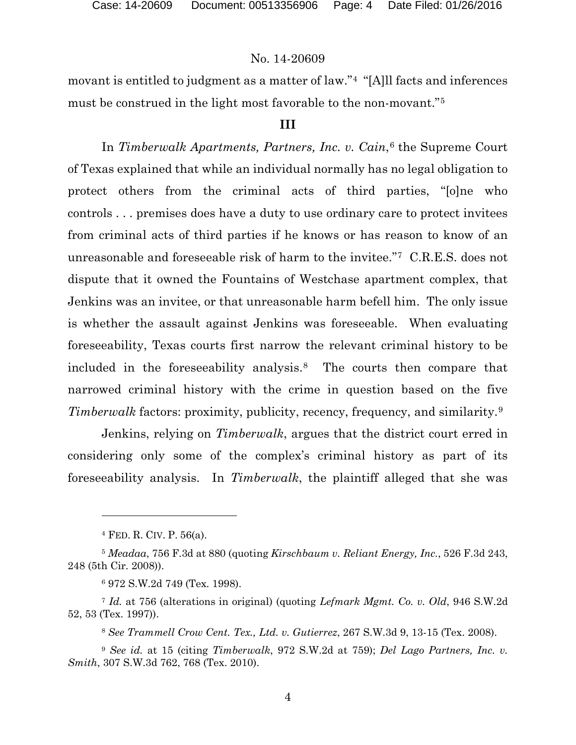movant is entitled to judgment as a matter of law."[4] "[A]ll facts and inferences must be construed in the light most favorable to the non-movant."[5]

## III

In *Timberwalk Apartments, Partners, Inc. v. Cain*,[6] the Supreme Court of Texas explained that while an individual normally has no legal obligation to protect others from the criminal acts of third parties, "[o]ne who controls . . . premises does have a duty to use ordinary care to protect invitees from criminal acts of third parties if he knows or has reason to know of an unreasonable and foreseeable risk of harm to the invitee."[7] C.R.E.S. does not dispute that it owned the Fountains of Westchase apartment complex, that Jenkins was an invitee, or that unreasonable harm befell him. The only issue is whether the assault against Jenkins was foreseeable. When evaluating foreseeability, Texas courts first narrow the relevant criminal history to be included in the foreseeability analysis.[8] The courts then compare that narrowed criminal history with the crime in question based on the five *Timberwalk* factors: proximity, publicity, recency, frequency, and similarity.[9]

Jenkins, relying on *Timberwalk*, argues that the district court erred in considering only some of the complex's criminal history as part of its foreseeability analysis. In *Timberwalk*, the plaintiff alleged that she was

---

[4] FED. R. CIV. P. 56(a).

[5] *Meadaa*, 756 F.3d at 880 (quoting *Kirschbaum v. Reliant Energy, Inc.*, 526 F.3d 243, 248 (5th Cir. 2008)).

[6] 972 S.W.2d 749 (Tex. 1998).

[7] *Id.* at 756 (alterations in original) (quoting *Lefmark Mgmt. Co. v. Old*, 946 S.W.2d 52, 53 (Tex. 1997)).

[8] *See Trammell Crow Cent. Tex., Ltd. v. Gutierrez*, 267 S.W.3d 9, 13-15 (Tex. 2008).

[9] *See id.* at 15 (citing *Timberwalk*, 972 S.W.2d at 759); *Del Lago Partners, Inc. v. Smith*, 307 S.W.3d 762, 768 (Tex. 2010).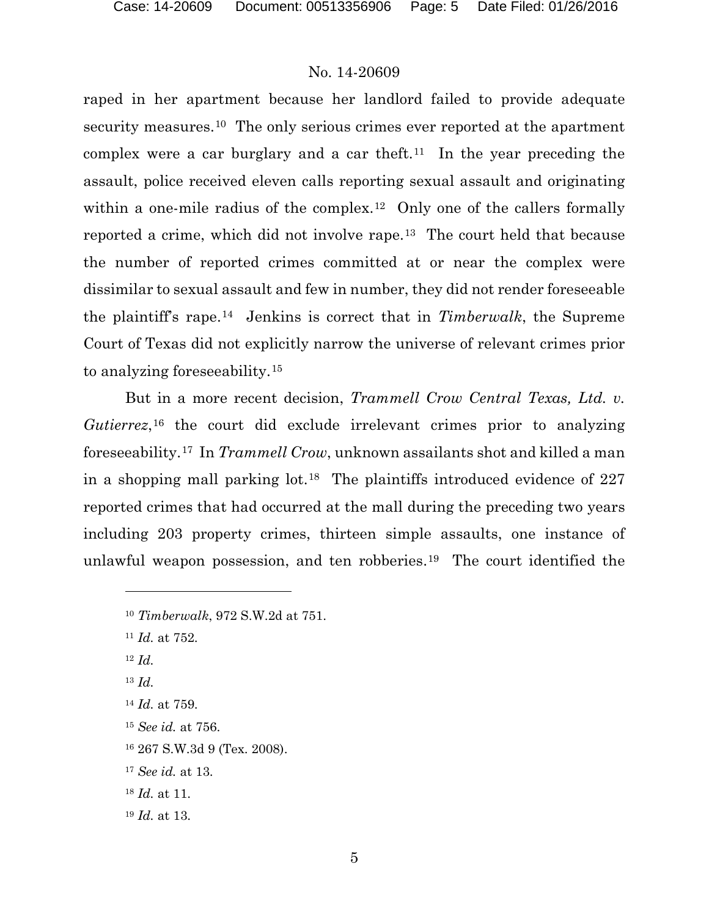raped in her apartment because her landlord failed to provide adequate security measures.[10] The only serious crimes ever reported at the apartment complex were a car burglary and a car theft.[11] In the year preceding the assault, police received eleven calls reporting sexual assault and originating within a one-mile radius of the complex.[12] Only one of the callers formally reported a crime, which did not involve rape.[13] The court held that because the number of reported crimes committed at or near the complex were dissimilar to sexual assault and few in number, they did not render foreseeable the plaintiff's rape.[14] Jenkins is correct that in *Timberwalk*, the Supreme Court of Texas did not explicitly narrow the universe of relevant crimes prior to analyzing foreseeability.[15]

But in a more recent decision, *Trammell Crow Central Texas, Ltd. v. Gutierrez*,[16] the court did exclude irrelevant crimes prior to analyzing foreseeability.[17] In *Trammell Crow*, unknown assailants shot and killed a man in a shopping mall parking lot.[18] The plaintiffs introduced evidence of 227 reported crimes that had occurred at the mall during the preceding two years including 203 property crimes, thirteen simple assaults, one instance of unlawful weapon possession, and ten robberies.[19] The court identified the

---

[10] *Timberwalk*, 972 S.W.2d at 751.

[11] *Id.* at 752.

[12] *Id.*

[13] *Id.*

[14] *Id.* at 759.

[15] *See id.* at 756.

[16] 267 S.W.3d 9 (Tex. 2008).

[17] *See id.* at 13.

[18] *Id.* at 11.

[19] *Id.* at 13.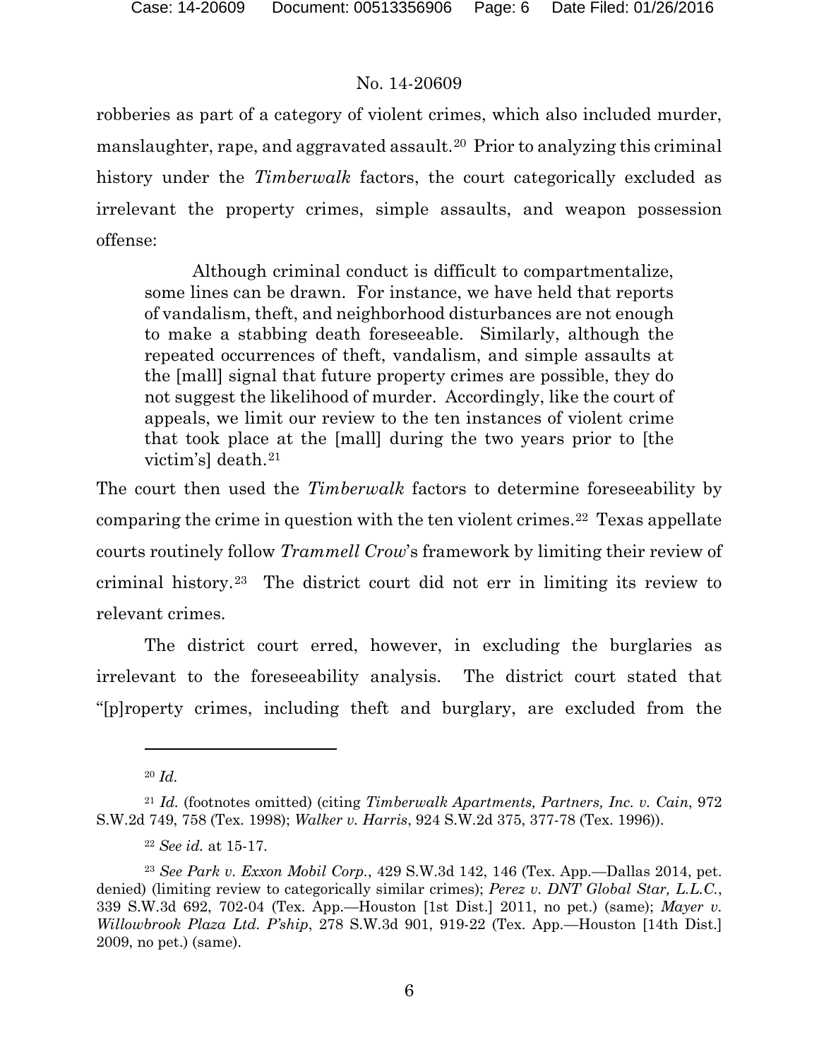robberies as part of a category of violent crimes, which also included murder, manslaughter, rape, and aggravated assault.[20] Prior to analyzing this criminal history under the *Timberwalk* factors, the court categorically excluded as irrelevant the property crimes, simple assaults, and weapon possession offense:

> Although criminal conduct is difficult to compartmentalize, some lines can be drawn. For instance, we have held that reports of vandalism, theft, and neighborhood disturbances are not enough to make a stabbing death foreseeable. Similarly, although the repeated occurrences of theft, vandalism, and simple assaults at the [mall] signal that future property crimes are possible, they do not suggest the likelihood of murder. Accordingly, like the court of appeals, we limit our review to the ten instances of violent crime that took place at the [mall] during the two years prior to [the victim's] death.[21]

The court then used the *Timberwalk* factors to determine foreseeability by comparing the crime in question with the ten violent crimes.[22] Texas appellate courts routinely follow *Trammell Crow*'s framework by limiting their review of criminal history.[23] The district court did not err in limiting its review to relevant crimes.

The district court erred, however, in excluding the burglaries as irrelevant to the foreseeability analysis. The district court stated that "[p]roperty crimes, including theft and burglary, are excluded from the

---

[20] *Id.*

[21] *Id.* (footnotes omitted) (citing *Timberwalk Apartments, Partners, Inc. v. Cain*, 972 S.W.2d 749, 758 (Tex. 1998); *Walker v. Harris*, 924 S.W.2d 375, 377-78 (Tex. 1996)).

[22] *See id.* at 15-17.

[23] *See Park v. Exxon Mobil Corp.*, 429 S.W.3d 142, 146 (Tex. App.—Dallas 2014, pet. denied) (limiting review to categorically similar crimes); *Perez v. DNT Global Star, L.L.C.*, 339 S.W.3d 692, 702-04 (Tex. App.—Houston [1st Dist.] 2011, no pet.) (same); *Mayer v. Willowbrook Plaza Ltd. P'ship*, 278 S.W.3d 901, 919-22 (Tex. App.—Houston [14th Dist.] 2009, no pet.) (same).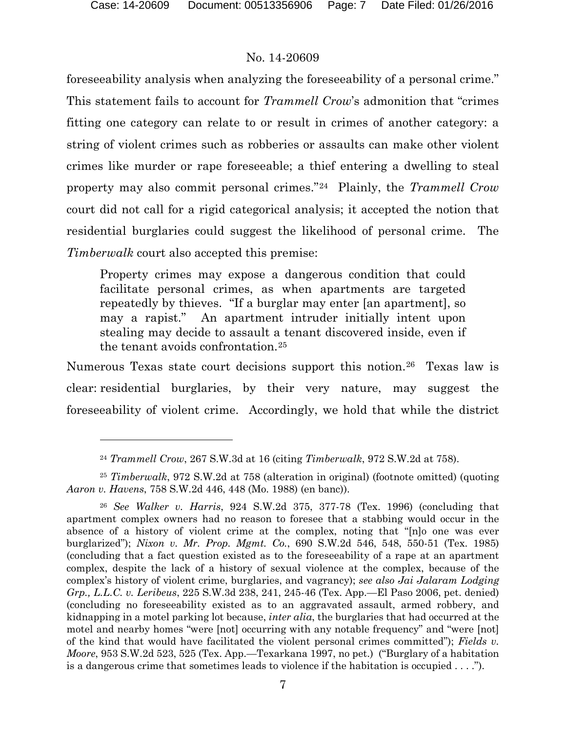foreseeability analysis when analyzing the foreseeability of a personal crime." This statement fails to account for *Trammell Crow*'s admonition that "crimes fitting one category can relate to or result in crimes of another category: a string of violent crimes such as robberies or assaults can make other violent crimes like murder or rape foreseeable; a thief entering a dwelling to steal property may also commit personal crimes."[24] Plainly, the *Trammell Crow* court did not call for a rigid categorical analysis; it accepted the notion that residential burglaries could suggest the likelihood of personal crime. The *Timberwalk* court also accepted this premise:

> Property crimes may expose a dangerous condition that could facilitate personal crimes, as when apartments are targeted repeatedly by thieves. "If a burglar may enter [an apartment], so may a rapist." An apartment intruder initially intent upon stealing may decide to assault a tenant discovered inside, even if the tenant avoids confrontation.[25]

Numerous Texas state court decisions support this notion.[26] Texas law is clear: residential burglaries, by their very nature, may suggest the foreseeability of violent crime. Accordingly, we hold that while the district

---

[24] *Trammell Crow*, 267 S.W.3d at 16 (citing *Timberwalk*, 972 S.W.2d at 758).

[25] *Timberwalk*, 972 S.W.2d at 758 (alteration in original) (footnote omitted) (quoting *Aaron v. Havens*, 758 S.W.2d 446, 448 (Mo. 1988) (en banc)).

[26] *See Walker v. Harris*, 924 S.W.2d 375, 377-78 (Tex. 1996) (concluding that apartment complex owners had no reason to foresee that a stabbing would occur in the absence of a history of violent crime at the complex, noting that "[n]o one was ever burglarized"); *Nixon v. Mr. Prop. Mgmt. Co.*, 690 S.W.2d 546, 548, 550-51 (Tex. 1985) (concluding that a fact question existed as to the foreseeability of a rape at an apartment complex, despite the lack of a history of sexual violence at the complex, because of the complex's history of violent crime, burglaries, and vagrancy); *see also Jai Jalaram Lodging Grp., L.L.C. v. Leribeus*, 225 S.W.3d 238, 241, 245-46 (Tex. App.—El Paso 2006, pet. denied) (concluding no foreseeability existed as to an aggravated assault, armed robbery, and kidnapping in a motel parking lot because, *inter alia*, the burglaries that had occurred at the motel and nearby homes "were [not] occurring with any notable frequency" and "were [not] of the kind that would have facilitated the violent personal crimes committed"); *Fields v. Moore*, 953 S.W.2d 523, 525 (Tex. App.—Texarkana 1997, no pet.) ("Burglary of a habitation is a dangerous crime that sometimes leads to violence if the habitation is occupied . . . .").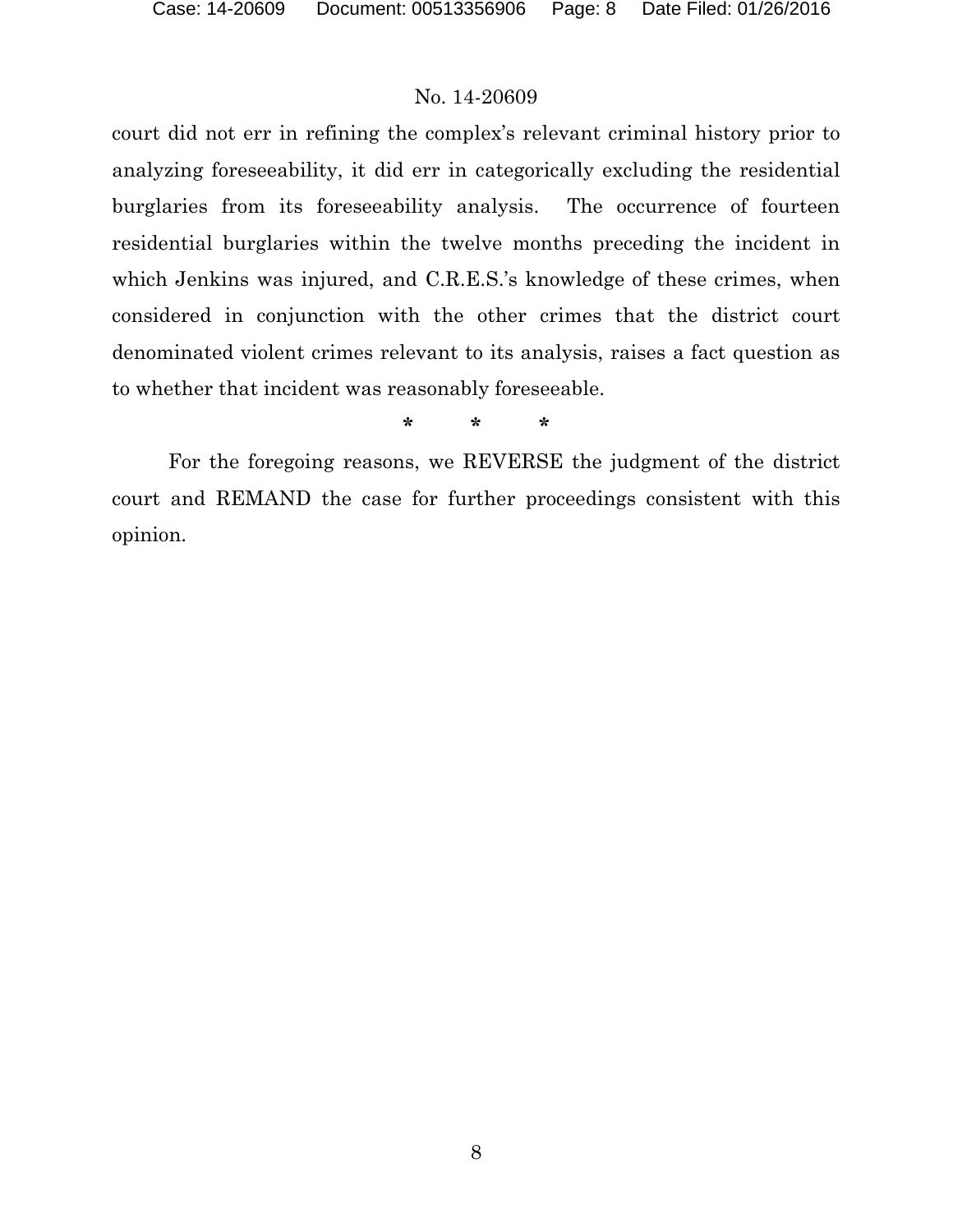court did not err in refining the complex's relevant criminal history prior to analyzing foreseeability, it did err in categorically excluding the residential burglaries from its foreseeability analysis. The occurrence of fourteen residential burglaries within the twelve months preceding the incident in which Jenkins was injured, and C.R.E.S.'s knowledge of these crimes, when considered in conjunction with the other crimes that the district court denominated violent crimes relevant to its analysis, raises a fact question as to whether that incident was reasonably foreseeable.

\* \* \*

For the foregoing reasons, we REVERSE the judgment of the district court and REMAND the case for further proceedings consistent with this opinion.